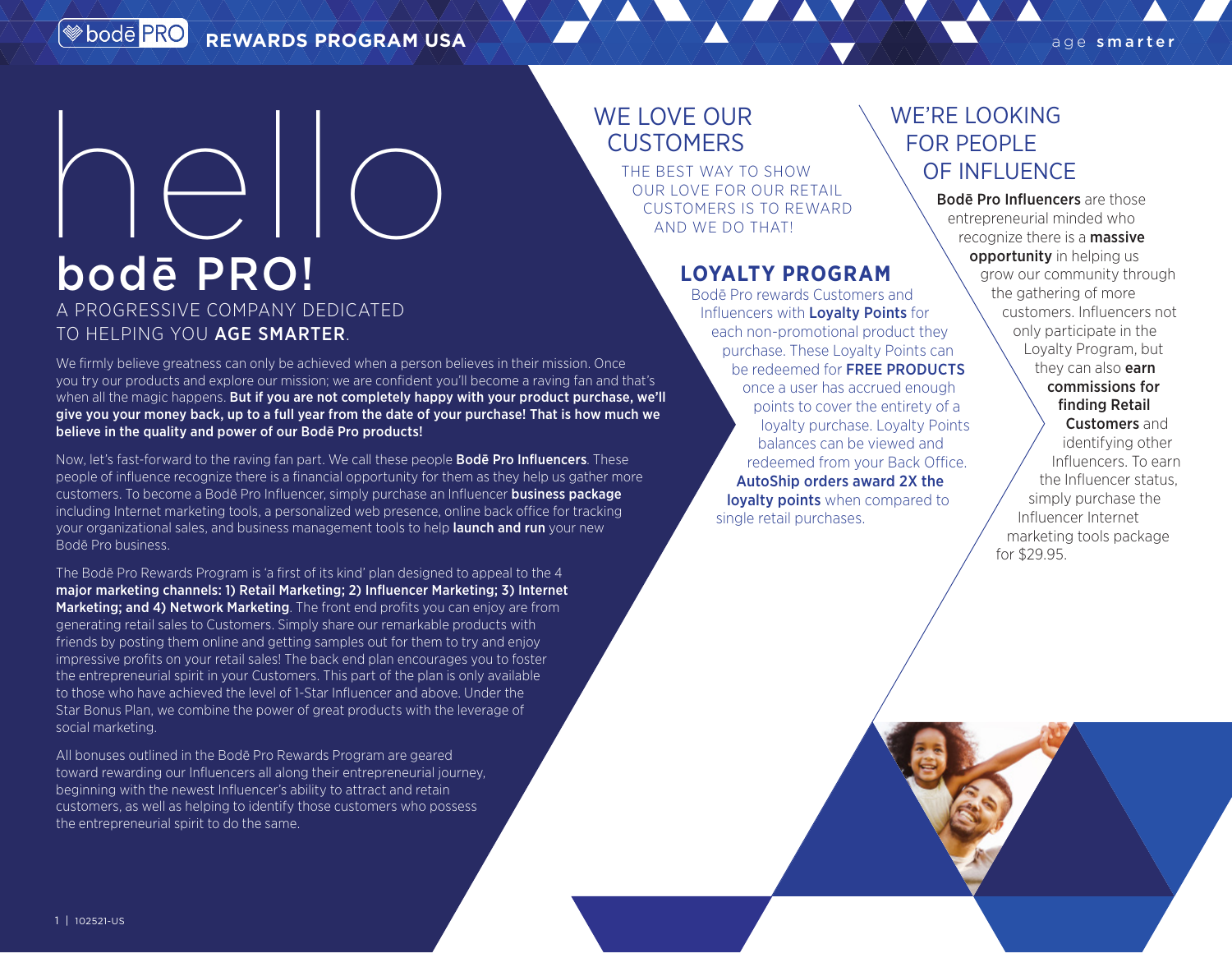# hello bodē PRO!

A PROGRESSIVE COMPANY DEDICATED TO HELPING YOU **AGE SMARTER**.

We firmly believe greatness can only be achieved when a person believes in their mission. Once you try our products and explore our mission; we are confident you'll become a raving fan and that's when all the magic happens. **But if you are not completely happy with your product purchase, we'll give you your money back, up to a full year from the date of your purchase! That is how much we believe in the quality and power of our Bodē Pro products!**

Now, let's fast-forward to the raving fan part. We call these people **Bodē Pro Influencers**. These people of influence recognize there is a financial opportunity for them as they help us gather more customers. To become a Bodē Pro Influencer, simply purchase an Influencer **business package** including Internet marketing tools, a personalized web presence, online back office for tracking your organizational sales, and business management tools to help **launch and run** your new Bodē Pro business.

The Bodē Pro Rewards Program is 'a first of its kind' plan designed to appeal to the 4 **major marketing channels: 1) Retail Marketing; 2) Influencer Marketing; 3) Internet Marketing; and 4) Network Marketing**. The front end profits you can enjoy are from generating retail sales to Customers. Simply share our remarkable products with friends by posting them online and getting samples out for them to try and enjoy impressive profits on your retail sales! The back end plan encourages you to foster the entrepreneurial spirit in your Customers. This part of the plan is only available to those who have achieved the level of 1-Star Influencer and above. Under the Star Bonus Plan, we combine the power of great products with the leverage of social marketing.

All bonuses outlined in the Bodē Pro Rewards Program are geared toward rewarding our Influencers all along their entrepreneurial journey, beginning with the newest Influencer's ability to attract and retain customers, as well as helping to identify those customers who possess the entrepreneurial spirit to do the same.

## WE LOVE OUR CUSTOMERS

THE BEST WAY TO SHOW OUR LOVE FOR OUR RETAIL CUSTOMERS IS TO REWARD AND WE DO THAT!

### LOYALTY PROGRAM

Bodē Pro rewards Customers and Influencers with **Loyalty Points** for each non-promotional product they purchase. These Loyalty Points can be redeemed for **FREE PRODUCTS** once a user has accrued enough points to cover the entirety of a loyalty purchase. Loyalty Points balances can be viewed and redeemed from your Back Office. **AutoShip orders award 2X the loyalty points** when compared to single retail purchases.

## WE'RE LOOKING FOR PEOPLE OF INFLUENCE

**Bodē Pro Influencers** are those entrepreneurial minded who recognize there is a **massive opportunity** in helping us grow our community through the gathering of more customers. Influencers not only participate in the Loyalty Program, but they can also **earn commissions for finding Retail Customers** and identifying other Influencers. To earn the Influencer status, simply purchase the Influencer Internet marketing tools package for $29.95.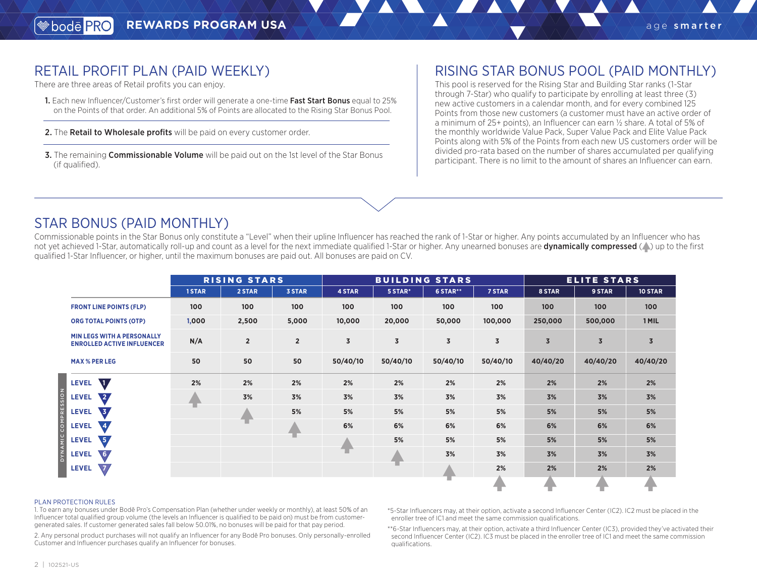## RETAIL PROFIT PLAN (PAID WEEKLY)

There are three areas of Retail profits you can enjoy.

1. Each new Influencer/Customer's first order will generate a one-time **Fast Start Bonus** equal to 25% on the Points of that order. An additional 5% of Points are allocated to the Rising Star Bonus Pool.

2. The **Retail to Wholesale profits** will be paid on every customer order.

3. The remaining **Commissionable Volume** will be paid out on the 1st level of the Star Bonus (if qualified).

## RISING STAR BONUS POOL (PAID MONTHLY)

This pool is reserved for the Rising Star and Building Star ranks (1-Star through 7-Star) who qualify to participate by enrolling at least three (3) new active customers in a calendar month, and for every combined 125 Points from those new customers (a customer must have an active order of a minimum of 25+ points), an Influencer can earn ½ share. A total of 5% of the monthly worldwide Value Pack, Super Value Pack and Elite Value Pack Points along with 5% of the Points from each new US customers order will be divided pro-rata based on the number of shares accumulated per qualifying participant. There is no limit to the amount of shares an Influencer can earn.

## STAR BONUS (PAID MONTHLY)

Commissionable points in the Star Bonus only constitute a "Level" when their upline Influencer has reached the rank of 1-Star or higher. Any points accumulated by an Influencer who has not yet achieved 1-Star, automatically roll-up and count as a level for the next immediate qualified 1-Star or higher. Any unearned bonuses are **dynamically compressed** (▲) up to the first qualified 1-Star Influencer, or higher, until the maximum bonuses are paid out. All bonuses are paid on CV.

| | RISING STARS | | | BUILDING STARS | | | | ELITE STARS | | |
|---|---|---|---|---|---|---|---|---|---|---|
| | 1 STAR | 2 STAR | 3 STAR | 4 STAR | 5 STAR* | 6 STAR** | 7 STAR | 8 STAR | 9 STAR | 10 STAR |
| FRONT LINE POINTS (FLP) | 100 | 100 | 100 | 100 | 100 | 100 | 100 | 100 | 100 | 100 |
| ORG TOTAL POINTS (OTP) | 1,000 | 2,500 | 5,000 | 10,000 | 20,000 | 50,000 | 100,000 | 250,000 | 500,000 | 1 MIL |
| MIN LEGS WITH A PERSONALLY ENROLLED ACTIVE INFLUENCER | N/A | 2 | 2 | 3 | 3 | 3 | 3 | 3 | 3 | 3 |
| MAX % PER LEG | 50 | 50 | 50 | 50/40/10 | 50/40/10 | 50/40/10 | 50/40/10 | 40/40/20 | 40/40/20 | 40/40/20 |
| LEVEL 1 | 2% | 2% | 2% | 2% | 2% | 2% | 2% | 2% | 2% | 2% |
| LEVEL 2 | ▲ | 3% | 3% | 3% | 3% | 3% | 3% | 3% | 3% | 3% |
| LEVEL 3 | | ▲ | 5% | 5% | 5% | 5% | 5% | 5% | 5% | 5% |
| LEVEL 4 | | | ▲ | 6% | 6% | 6% | 6% | 6% | 6% | 6% |
| LEVEL 5 | | | | ▲ | 5% | 5% | 5% | 5% | 5% | 5% |
| LEVEL 6 | | | | | ▲ | 3% | 3% | 3% | 3% | 3% |
| LEVEL 7 | | | | | | ▲ | 2% | 2% | 2% | 2% |
| | | | | | | | ▲ | ▲ | ▲ | ▲ |

DYNAMIC COMPRESSION

PLAN PROTECTION RULES

1. To earn any bonuses under Bodē Pro's Compensation Plan (whether under weekly or monthly), at least 50% of an Influencer total qualified group volume (the levels an Influencer is qualified to be paid on) must be from customer-generated sales. If customer generated sales fall below 50.01%, no bonuses will be paid for that pay period.

2. Any personal product purchases will not qualify an Influencer for any Bodē Pro bonuses. Only personally-enrolled Customer and Influencer purchases qualify an Influencer for bonuses.

*5-Star Influencers may, at their option, activate a second Influencer Center (IC2). IC2 must be placed in the enroller tree of IC1 and meet the same commission qualifications.

**6-Star Influencers may, at their option, activate a third Influencer Center (IC3), provided they've activated their second Influencer Center (IC2). IC3 must be placed in the enroller tree of IC1 and meet the same commission qualifications.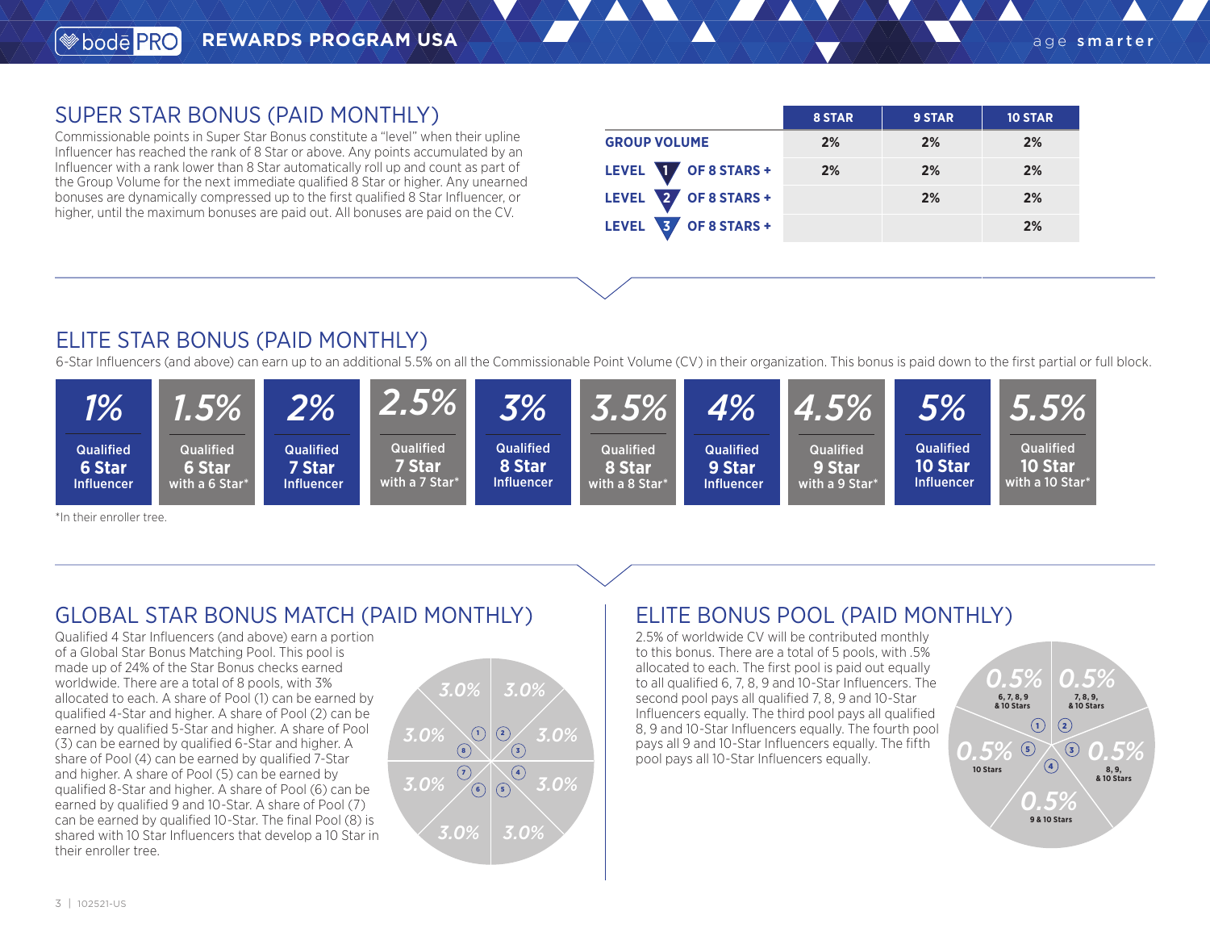## SUPER STAR BONUS (PAID MONTHLY)

Commissionable points in Super Star Bonus constitute a "level" when their upline Influencer has reached the rank of 8 Star or above. Any points accumulated by an Influencer with a rank lower than 8 Star automatically roll up and count as part of the Group Volume for the next immediate qualified 8 Star or higher. Any unearned bonuses are dynamically compressed up to the first qualified 8 Star Influencer, or higher, until the maximum bonuses are paid out. All bonuses are paid on the CV.

| | 8 STAR | 9 STAR | 10 STAR |
|---|---|---|---|
| GROUP VOLUME | 2% | 2% | 2% |
| LEVEL 1 OF 8 STARS + | 2% | 2% | 2% |
| LEVEL 2 OF 8 STARS + | | 2% | 2% |
| LEVEL 3 OF 8 STARS + | | | 2% |

## ELITE STAR BONUS (PAID MONTHLY)

6-Star Influencers (and above) can earn up to an additional 5.5% on all the Commissionable Point Volume (CV) in their organization. This bonus is paid down to the first partial or full block.

| Bonus | Qualification |
|---|---|
| 1% | Qualified 6 Star Influencer |
| 1.5% | Qualified 6 Star with a 6 Star* |
| 2% | Qualified 7 Star Influencer |
| 2.5% | Qualified 7 Star with a 7 Star* |
| 3% | Qualified 8 Star Influencer |
| 3.5% | Qualified 8 Star with a 8 Star* |
| 4% | Qualified 9 Star Influencer |
| 4.5% | Qualified 9 Star with a 9 Star* |
| 5% | Qualified 10 Star Influencer |
| 5.5% | Qualified 10 Star with a 10 Star* |

*In their enroller tree.

## GLOBAL STAR BONUS MATCH (PAID MONTHLY)

Qualified 4 Star Influencers (and above) earn a portion of a Global Star Bonus Matching Pool. This pool is made up of 24% of the Star Bonus checks earned worldwide. There are a total of 8 pools, with 3% allocated to each. A share of Pool (1) can be earned by qualified 4-Star and higher. A share of Pool (2) can be earned by qualified 5-Star and higher. A share of Pool (3) can be earned by qualified 6-Star and higher. A share of Pool (4) can be earned by qualified 7-Star and higher. A share of Pool (5) can be earned by qualified 8-Star and higher. A share of Pool (6) can be earned by qualified 9 and 10-Star. A share of Pool (7) can be earned by qualified 10-Star. The final Pool (8) is shared with 10 Star Influencers that develop a 10 Star in their enroller tree.

| Pool | Share |
|---|---|
| 1 | 3.0% |
| 2 | 3.0% |
| 3 | 3.0% |
| 4 | 3.0% |
| 5 | 3.0% |
| 6 | 3.0% |
| 7 | 3.0% |
| 8 | 3.0% |

## ELITE BONUS POOL (PAID MONTHLY)

2.5% of worldwide CV will be contributed monthly to this bonus. There are a total of 5 pools, with .5% allocated to each. The first pool is paid out equally to all qualified 6, 7, 8, 9 and 10-Star Influencers. The second pool pays all qualified 7, 8, 9 and 10-Star Influencers equally. The third pool pays all qualified 8, 9 and 10-Star Influencers equally. The fourth pool pays all 9 and 10-Star Influencers equally. The fifth pool pays all 10-Star Influencers equally.

| Pool | Share | Ranks |
|---|---|---|
| 1 | 0.5% | 6, 7, 8, 9 & 10 Stars |
| 2 | 0.5% | 7, 8, 9, & 10 Stars |
| 3 | 0.5% | 8, 9, & 10 Stars |
| 4 | 0.5% | 9 & 10 Stars |
| 5 | 0.5% | 10 Stars |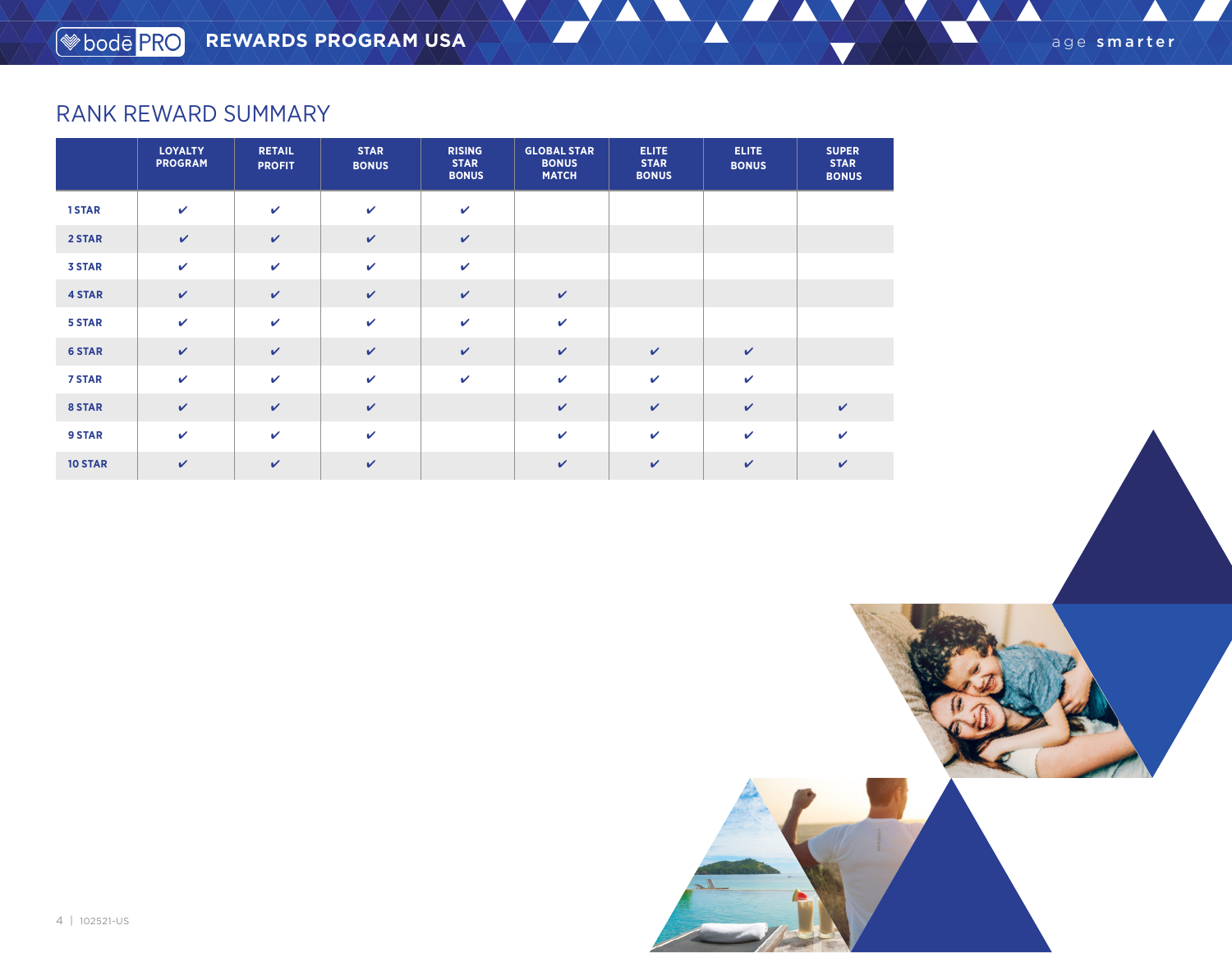## RANK REWARD SUMMARY

| | LOYALTY PROGRAM | RETAIL PROFIT | STAR BONUS | RISING STAR BONUS | GLOBAL STAR BONUS MATCH | ELITE STAR BONUS | ELITE BONUS | SUPER STAR BONUS |
|---|---|---|---|---|---|---|---|---|
| 1 STAR | ✔ | ✔ | ✔ | ✔ | | | | |
| 2 STAR | ✔ | ✔ | ✔ | ✔ | | | | |
| 3 STAR | ✔ | ✔ | ✔ | ✔ | | | | |
| 4 STAR | ✔ | ✔ | ✔ | ✔ | ✔ | | | |
| 5 STAR | ✔ | ✔ | ✔ | ✔ | ✔ | | | |
| 6 STAR | ✔ | ✔ | ✔ | ✔ | ✔ | ✔ | ✔ | |
| 7 STAR | ✔ | ✔ | ✔ | ✔ | ✔ | ✔ | ✔ | |
| 8 STAR | ✔ | ✔ | ✔ | | ✔ | ✔ | ✔ | ✔ |
| 9 STAR | ✔ | ✔ | ✔ | | ✔ | ✔ | ✔ | ✔ |
| 10 STAR | ✔ | ✔ | ✔ | | ✔ | ✔ | ✔ | ✔ |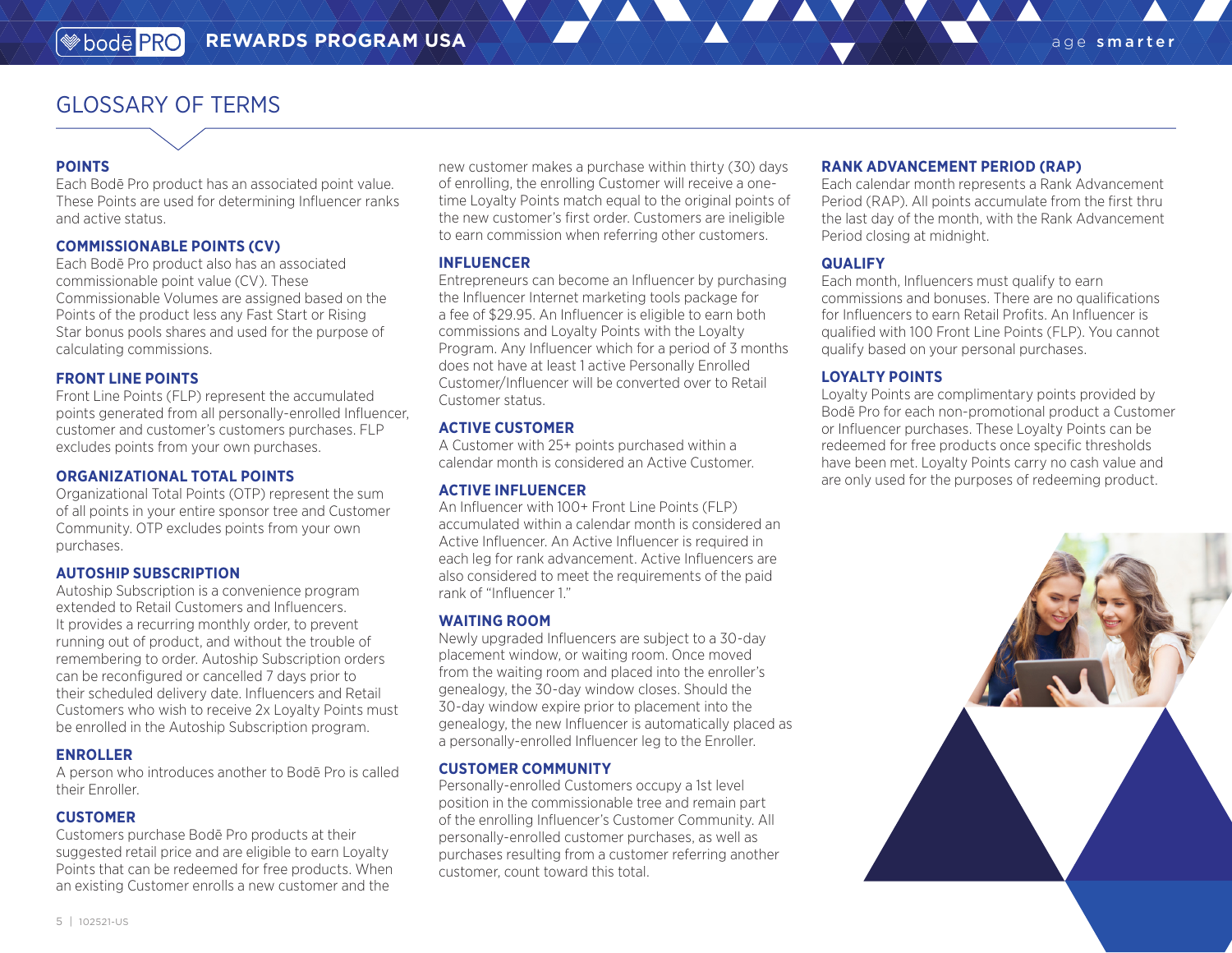# GLOSSARY OF TERMS

### POINTS

Each Bodē Pro product has an associated point value. These Points are used for determining Influencer ranks and active status.

### COMMISSIONABLE POINTS (CV)

Each Bodē Pro product also has an associated commissionable point value (CV). These Commissionable Volumes are assigned based on the Points of the product less any Fast Start or Rising Star bonus pools shares and used for the purpose of calculating commissions.

### FRONT LINE POINTS

Front Line Points (FLP) represent the accumulated points generated from all personally-enrolled Influencer, customer and customer's customers purchases. FLP excludes points from your own purchases.

### ORGANIZATIONAL TOTAL POINTS

Organizational Total Points (OTP) represent the sum of all points in your entire sponsor tree and Customer Community. OTP excludes points from your own purchases.

### AUTOSHIP SUBSCRIPTION

Autoship Subscription is a convenience program extended to Retail Customers and Influencers. It provides a recurring monthly order, to prevent running out of product, and without the trouble of remembering to order. Autoship Subscription orders can be reconfigured or cancelled 7 days prior to their scheduled delivery date. Influencers and Retail Customers who wish to receive 2x Loyalty Points must be enrolled in the Autoship Subscription program.

### ENROLLER

A person who introduces another to Bodē Pro is called their Enroller.

### CUSTOMER

Customers purchase Bodē Pro products at their suggested retail price and are eligible to earn Loyalty Points that can be redeemed for free products. When an existing Customer enrolls a new customer and the new customer makes a purchase within thirty (30) days of enrolling, the enrolling Customer will receive a one-time Loyalty Points match equal to the original points of the new customer's first order. Customers are ineligible to earn commission when referring other customers.

### INFLUENCER

Entrepreneurs can become an Influencer by purchasing the Influencer Internet marketing tools package for a fee of $29.95. An Influencer is eligible to earn both commissions and Loyalty Points with the Loyalty Program. Any Influencer which for a period of 3 months does not have at least 1 active Personally Enrolled Customer/Influencer will be converted over to Retail Customer status.

### ACTIVE CUSTOMER

A Customer with 25+ points purchased within a calendar month is considered an Active Customer.

### ACTIVE INFLUENCER

An Influencer with 100+ Front Line Points (FLP) accumulated within a calendar month is considered an Active Influencer. An Active Influencer is required in each leg for rank advancement. Active Influencers are also considered to meet the requirements of the paid rank of "Influencer 1."

### WAITING ROOM

Newly upgraded Influencers are subject to a 30-day placement window, or waiting room. Once moved from the waiting room and placed into the enroller's genealogy, the 30-day window closes. Should the 30-day window expire prior to placement into the genealogy, the new Influencer is automatically placed as a personally-enrolled Influencer leg to the Enroller.

### CUSTOMER COMMUNITY

Personally-enrolled Customers occupy a 1st level position in the commissionable tree and remain part of the enrolling Influencer's Customer Community. All personally-enrolled customer purchases, as well as purchases resulting from a customer referring another customer, count toward this total.

### RANK ADVANCEMENT PERIOD (RAP)

Each calendar month represents a Rank Advancement Period (RAP). All points accumulate from the first thru the last day of the month, with the Rank Advancement Period closing at midnight.

### QUALIFY

Each month, Influencers must qualify to earn commissions and bonuses. There are no qualifications for Influencers to earn Retail Profits. An Influencer is qualified with 100 Front Line Points (FLP). You cannot qualify based on your personal purchases.

### LOYALTY POINTS

Loyalty Points are complimentary points provided by Bodē Pro for each non-promotional product a Customer or Influencer purchases. These Loyalty Points can be redeemed for free products once specific thresholds have been met. Loyalty Points carry no cash value and are only used for the purposes of redeeming product.